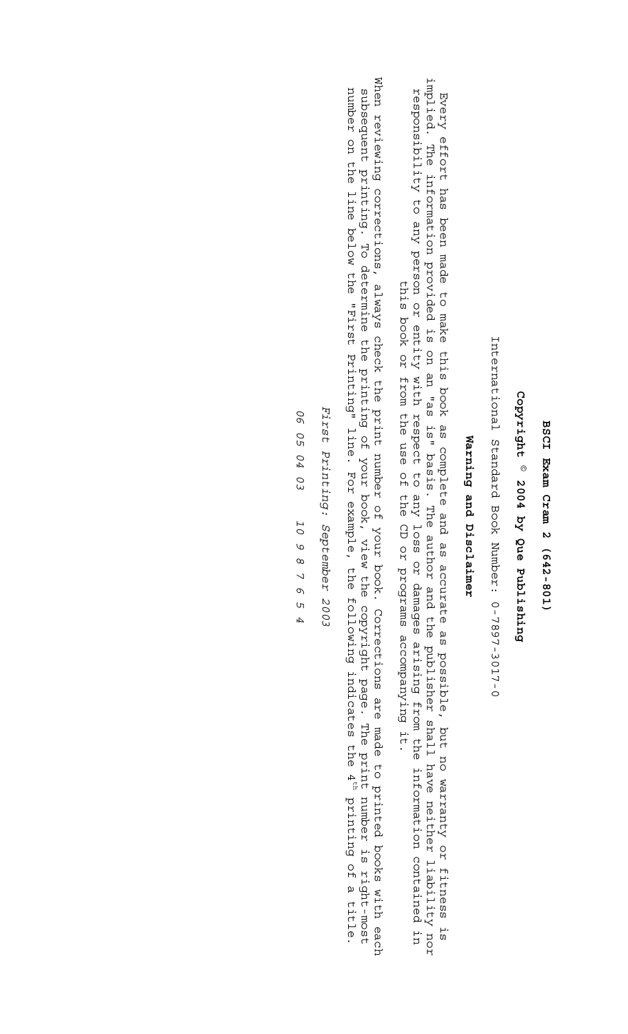# BSCI Exam Cram 2 (642-801)

**Copyright © 2004 by Que Publishing**

International Standard Book Number: 0-7897-3017-0

## Warning and Disclaimer

Every effort has been made to make this book as complete and as accurate as possible, but no warranty or fitness is implied. The information provided is on an "as is" basis. The author and the publisher shall have neither liability nor responsibility to any person or entity with respect to any loss or damages arising from the information contained in this book or from the use of the CD or programs accompanying it.

When reviewing corrections, always check the print number of your book. Corrections are made to printed books with each subsequent printing. To determine the printing of your book, view the copyright page. The print number is right-most number on the line below the "First Printing" line. For example, the following indicates the 4th printing of a title.

*First Printing: September 2003*

*06 05 04 03     10 9 8 7 6 5 4*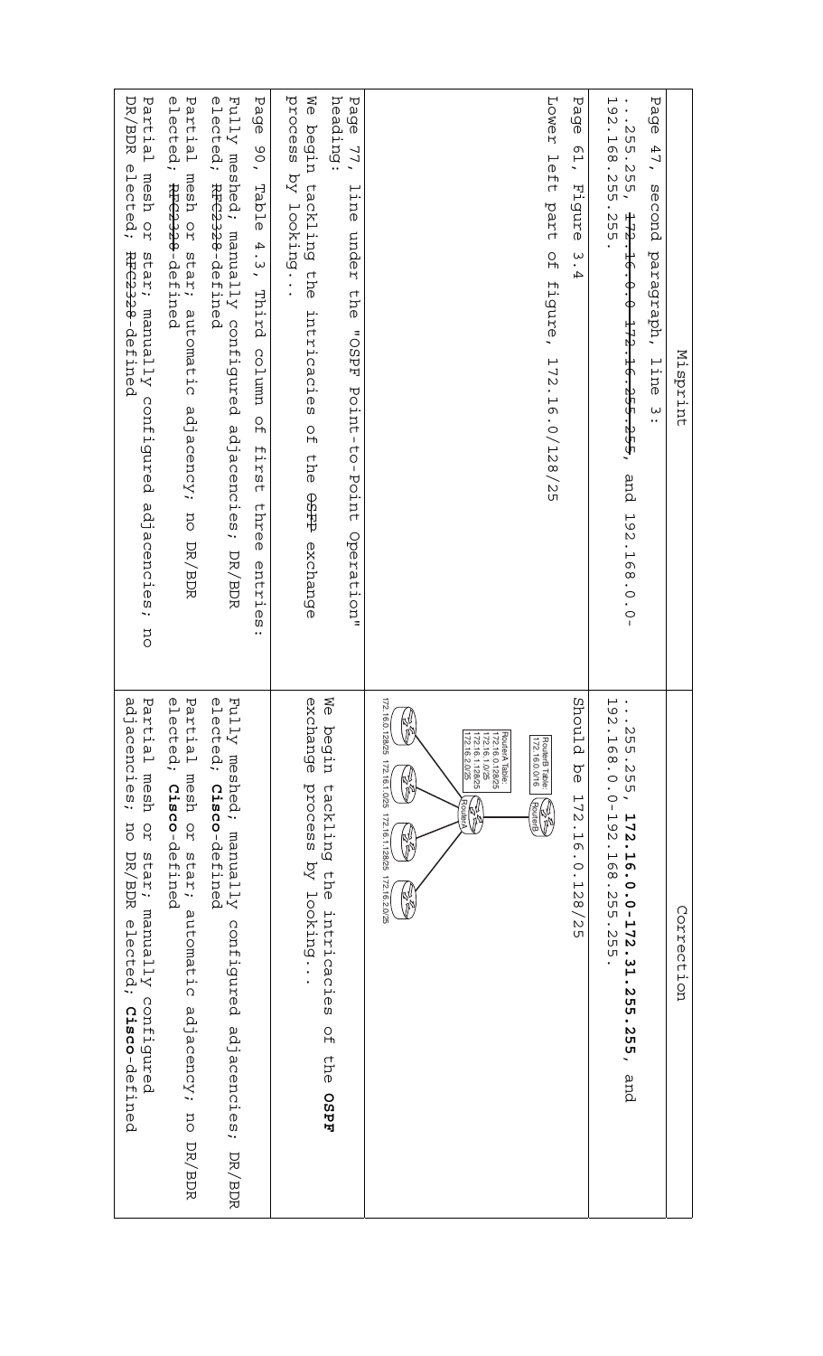| Misprint | Correction |
| --- | --- |
| Page 47, second paragraph, line 3: ...255.255, ~~172.16.0.0-172.16.255.255~~, and 192.168.0.0-192.168.255.255. | ...255.255, **172.16.0.0-172.31.255.255,** and 192.168.0.0-192.168.255.255. |
| Page 61, Figure 3.4 Lower left part of figure, 172.16.0/128/25 | Should be 172.16.0.128/25 |
| | RouterB Table: 172.16.0.0/16 RouterA Table: 172.16.0.128/25 172.16.1.0/25 172.16.1.128/25 172.16.2.0/25 RouterB RouterA 172.16.0.128/25 172.16.1.0/25 172.16.1.128/25 172.16.2.0/25 |
| Page 77, line under the "OSPF Point-to-Point Operation" heading: We begin tackling the intricacies of the ~~OSFP~~ exchange process by looking... | We begin tackling the intricacies of the **OSPF** exchange process by looking... |
| Page 90, Table 4.3, Third column of first three entries: Fully meshed; manually configured adjacencies; DR/BDR elected; ~~RFC2328~~-defined Partial mesh or star; automatic adjacency; no DR/BDR elected; ~~RFC2328~~-defined Partial mesh or star; manually configured adjacencies; no DR/BDR elected; ~~RFC2328~~-defined | Fully meshed; manually configured adjacencies; DR/BDR elected; **Cisco**-defined Partial mesh or star; automatic adjacency; no DR/BDR elected; **Cisco**-defined Partial mesh or star; manually configured adjacencies; no DR/BDR elected; **Cisco**-defined |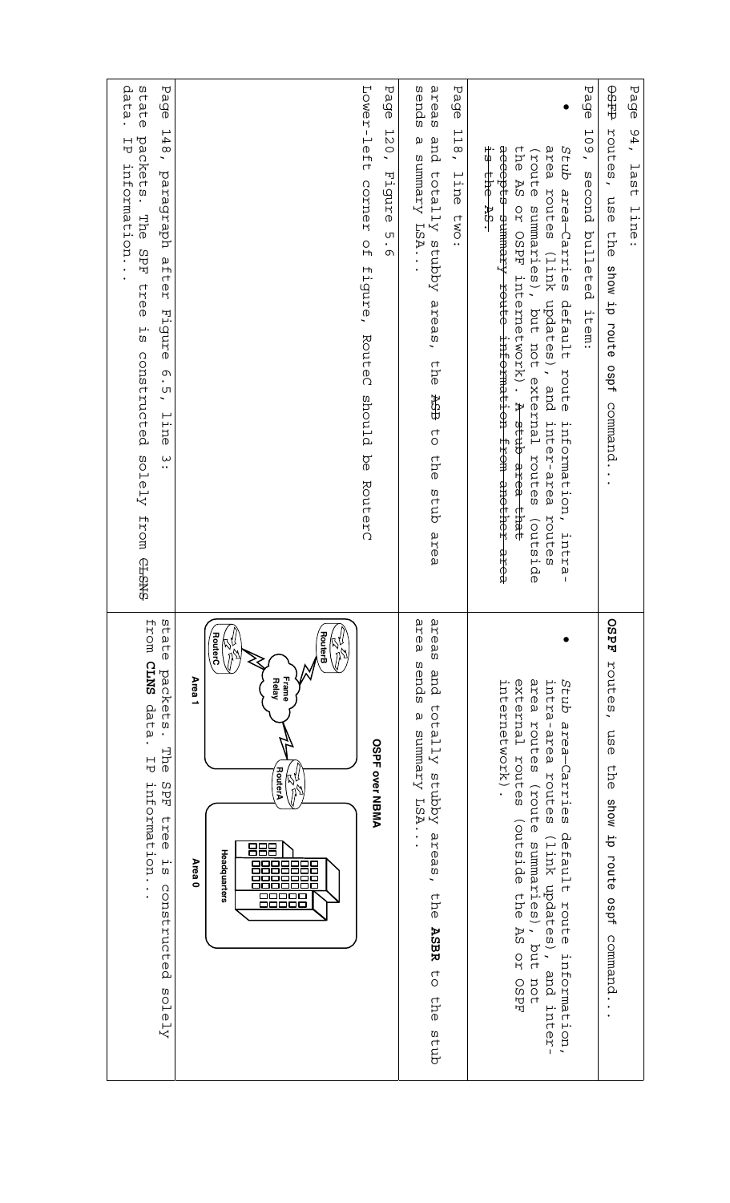| Location / Original | Correction |
|---|---|
| Page 94, last line: ~~OSPF~~ routes, use the **show ip route ospf** command... | **OSPF** routes, use the **show ip route ospf** command... |
| Page 109, second bulleted item: • *Stub area*—Carries default route information, intra-area routes (link updates), and inter-area routes (route summaries), but not external routes (outside the AS or OSPF internetwork). ~~A stub area that accepts summary route information from another area is the AS.~~ | • *Stub area*—Carries default route information, intra-area routes (link updates), and inter-area routes (route summaries), but not external routes (outside the AS or OSPF internetwork). |
| Page 118, line two: areas and totally stubby areas, the ~~ASB~~ to the stub area sends a summary LSA... | areas and totally stubby areas, the **ASBR** to the stub area sends a summary LSA... |
| Page 120, Figure 5.6 Lower-left corner of figure, RouteC should be RouterC | OSPF over NBMA (figure: RouterB, RouterC, Frame Relay, Area 1; RouterA, Headquarters, Area 0) |
| Page 148, paragraph after Figure 6.5, line 3: state packets. The SPF tree is constructed solely from ~~CLSNS~~ data. IP information... | state packets. The SPF tree is constructed solely from **CLNS** data. IP information... |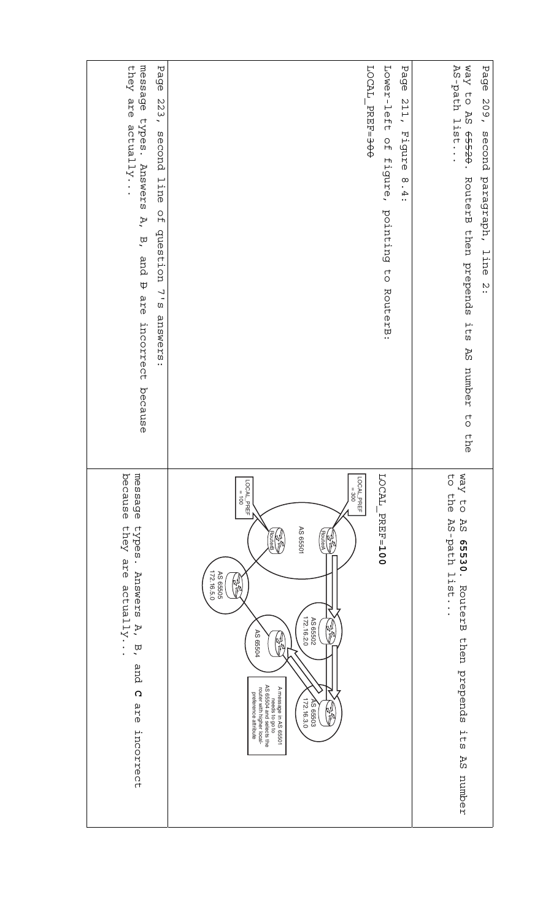| | |
|---|---|
| Page 209, second paragraph, line 2: way to AS ~~65520~~. RouterB then prepends its AS number to the AS-path list... | way to AS **65530**. RouterB then prepends its AS number to the AS-path list... |
| Page 211, Figure 8.4: Lower-left of figure, pointing to RouterB: LOCAL_PREF=~~300~~ | LOCAL_PREF=**100** |
| Page 223, second line of question 7's answers: message types. Answers A, B, and ~~D~~ are incorrect because they are actually... | message types. Answers A, B, and **C** are incorrect because they are actually... |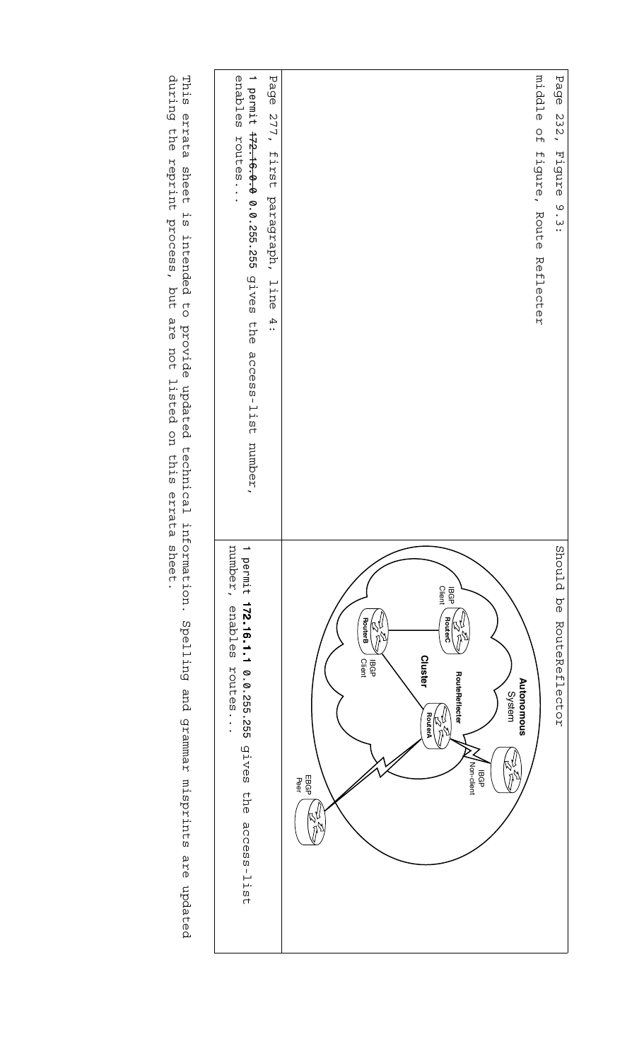| | |
|---|---|
| Page 232, Figure 9.3: middle of figure, Route Reflecter | Should be RouteReflector |
| Page 277, first paragraph, line 4: 1 permit ~~172.16.0.0~~ 0.0.255.255 gives the access-list number, enables routes... | 1 permit **172.16.1.1** 0.0.255.255 gives the access-list number, enables routes... |

This errata sheet is intended to provide updated technical information. Spelling and grammar misprints are updated during the reprint process, but are not listed on this errata sheet.